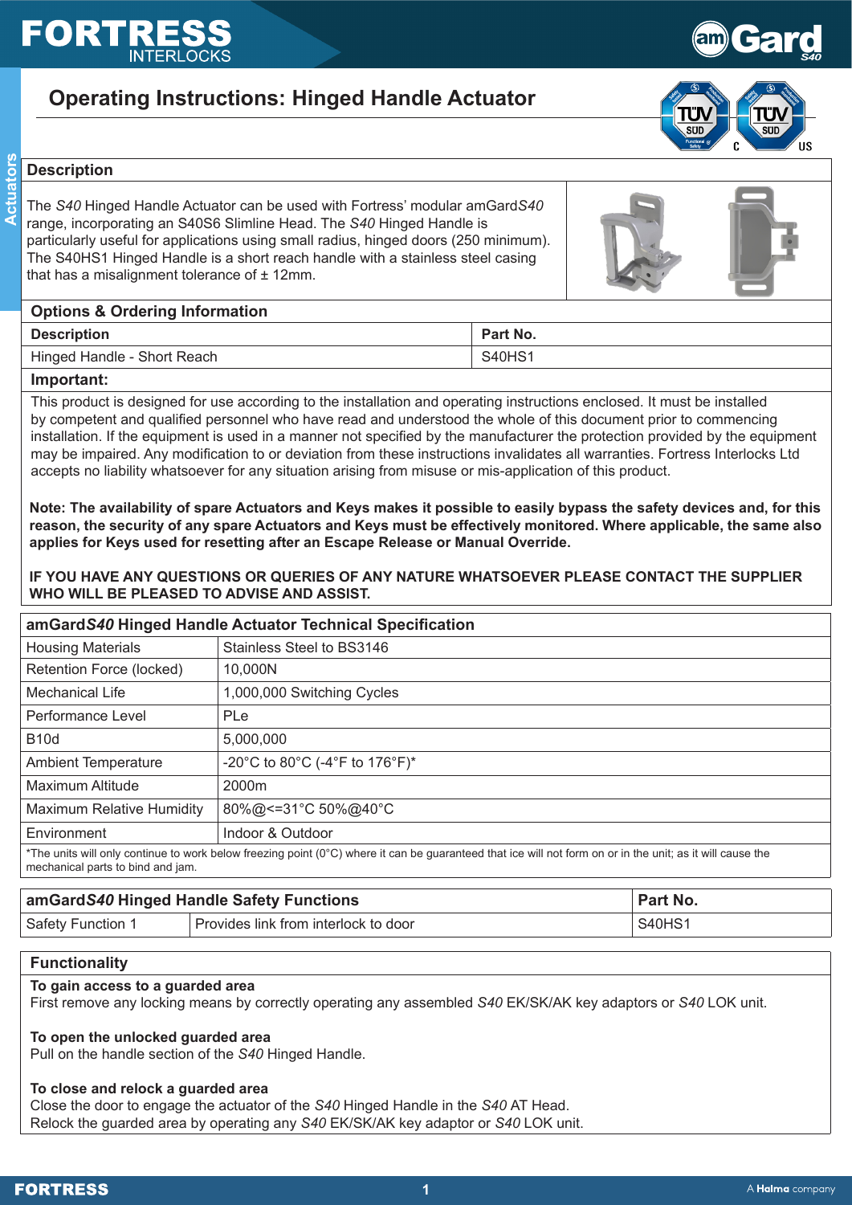# Operating Instructions: Hinged Handle Actuator

## Description

The *S40* Hinged Handle Actuator can be used with Fortress' modular amGard*S40* range, incorporating an S40S6 Slimline Head. The *S40* Hinged Handle is particularly useful for applications using small radius, hinged doors (250 minimum). The S40HS1 Hinged Handle is a short reach handle with a stainless steel casing that has a misalignment tolerance of ± 12mm.

## Options & Ordering Information

| Description | Part No. |
|---|---|
| Hinged Handle - Short Reach | S40HS1 |

## Important:

This product is designed for use according to the installation and operating instructions enclosed. It must be installed by competent and qualified personnel who have read and understood the whole of this document prior to commencing installation. If the equipment is used in a manner not specified by the manufacturer the protection provided by the equipment may be impaired. Any modification to or deviation from these instructions invalidates all warranties. Fortress Interlocks Ltd accepts no liability whatsoever for any situation arising from misuse or mis-application of this product.

**Note: The availability of spare Actuators and Keys makes it possible to easily bypass the safety devices and, for this reason, the security of any spare Actuators and Keys must be effectively monitored. Where applicable, the same also applies for Keys used for resetting after an Escape Release or Manual Override.**

**IF YOU HAVE ANY QUESTIONS OR QUERIES OF ANY NATURE WHATSOEVER PLEASE CONTACT THE SUPPLIER WHO WILL BE PLEASED TO ADVISE AND ASSIST.**

## amGard*S40* Hinged Handle Actuator Technical Specification

| Specification | Value |
|---|---|
| Housing Materials | Stainless Steel to BS3146 |
| Retention Force (locked) | 10,000N |
| Mechanical Life | 1,000,000 Switching Cycles |
| Performance Level | PLe |
| B10d | 5,000,000 |
| Ambient Temperature | -20°C to 80°C (-4°F to 176°F)* |
| Maximum Altitude | 2000m |
| Maximum Relative Humidity | 80%@<=31°C 50%@40°C |
| Environment | Indoor & Outdoor |

*The units will only continue to work below freezing point (0°C) where it can be guaranteed that ice will not form on or in the unit; as it will cause the mechanical parts to bind and jam.

## amGard*S40* Hinged Handle Safety Functions

| amGard*S40* Hinged Handle Safety Functions | | Part No. |
|---|---|---|
| Safety Function 1 | Provides link from interlock to door | S40HS1 |

## Functionality

**To gain access to a guarded area**
First remove any locking means by correctly operating any assembled *S40* EK/SK/AK key adaptors or *S40* LOK unit.

**To open the unlocked guarded area**
Pull on the handle section of the *S40* Hinged Handle.

**To close and relock a guarded area**
Close the door to engage the actuator of the *S40* Hinged Handle in the *S40* AT Head.
Relock the guarded area by operating any *S40* EK/SK/AK key adaptor or *S40* LOK unit.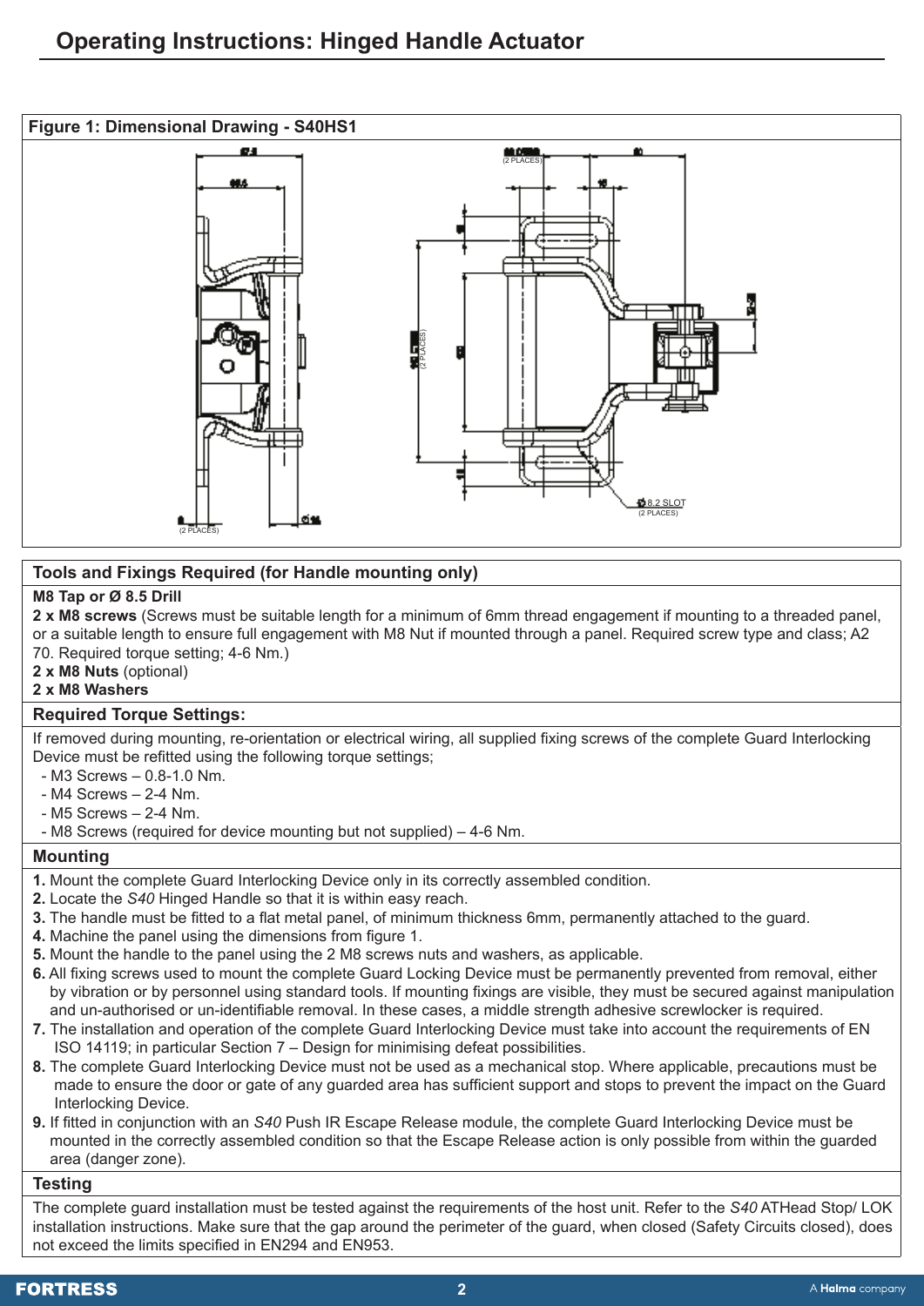# Operating Instructions: Hinged Handle Actuator

**Figure 1: Dimensional Drawing - S40HS1**

## Tools and Fixings Required (for Handle mounting only)

**M8 Tap or Ø 8.5 Drill**

**2 x M8 screws** (Screws must be suitable length for a minimum of 6mm thread engagement if mounting to a threaded panel, or a suitable length to ensure full engagement with M8 Nut if mounted through a panel. Required screw type and class; A2 70. Required torque setting; 4-6 Nm.)

**2 x M8 Nuts** (optional)

**2 x M8 Washers**

## Required Torque Settings:

If removed during mounting, re-orientation or electrical wiring, all supplied fixing screws of the complete Guard Interlocking Device must be refitted using the following torque settings;

- M3 Screws – 0.8-1.0 Nm.
- M4 Screws – 2-4 Nm.
- M5 Screws – 2-4 Nm.
- M8 Screws (required for device mounting but not supplied) – 4-6 Nm.

## Mounting

1. Mount the complete Guard Interlocking Device only in its correctly assembled condition.
2. Locate the *S40* Hinged Handle so that it is within easy reach.
3. The handle must be fitted to a flat metal panel, of minimum thickness 6mm, permanently attached to the guard.
4. Machine the panel using the dimensions from figure 1.
5. Mount the handle to the panel using the 2 M8 screws nuts and washers, as applicable.
6. All fixing screws used to mount the complete Guard Locking Device must be permanently prevented from removal, either by vibration or by personnel using standard tools. If mounting fixings are visible, they must be secured against manipulation and un-authorised or un-identifiable removal. In these cases, a middle strength adhesive screwlocker is required.
7. The installation and operation of the complete Guard Interlocking Device must take into account the requirements of EN ISO 14119; in particular Section 7 – Design for minimising defeat possibilities.
8. The complete Guard Interlocking Device must not be used as a mechanical stop. Where applicable, precautions must be made to ensure the door or gate of any guarded area has sufficient support and stops to prevent the impact on the Guard Interlocking Device.
9. If fitted in conjunction with an *S40* Push IR Escape Release module, the complete Guard Interlocking Device must be mounted in the correctly assembled condition so that the Escape Release action is only possible from within the guarded area (danger zone).

## Testing

The complete guard installation must be tested against the requirements of the host unit. Refer to the *S40* ATHead Stop/ LOK installation instructions. Make sure that the gap around the perimeter of the guard, when closed (Safety Circuits closed), does not exceed the limits specified in EN294 and EN953.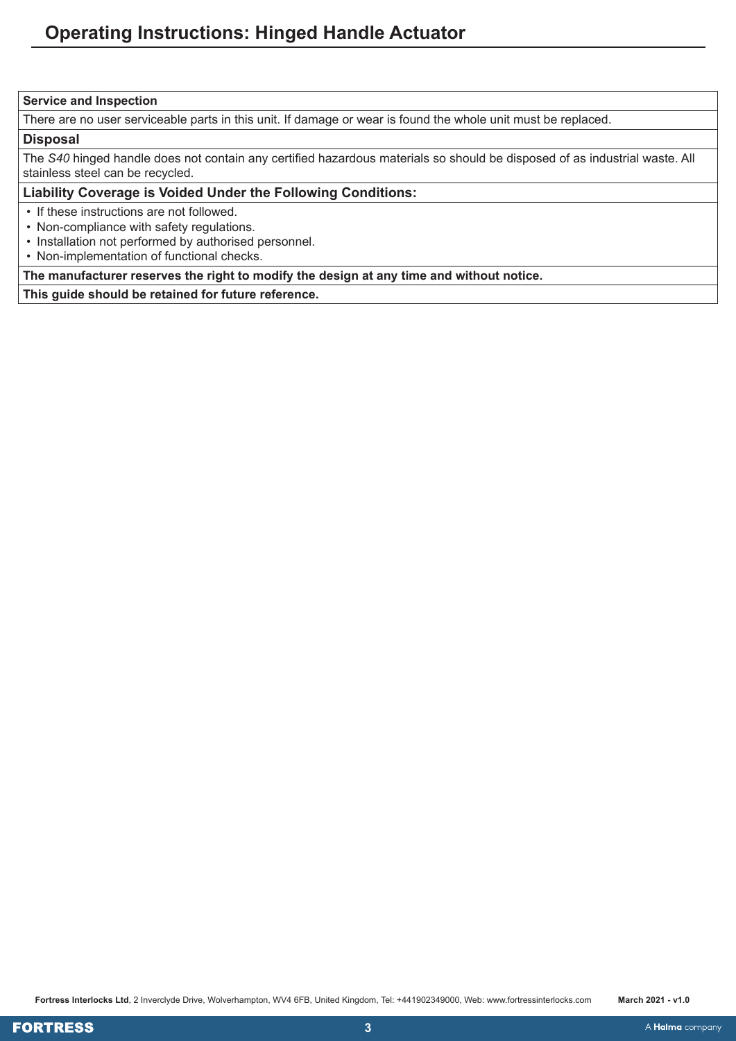## Service and Inspection

There are no user serviceable parts in this unit. If damage or wear is found the whole unit must be replaced.

## Disposal

The *S40* hinged handle does not contain any certified hazardous materials so should be disposed of as industrial waste. All stainless steel can be recycled.

## Liability Coverage is Voided Under the Following Conditions:

- If these instructions are not followed.
- Non-compliance with safety regulations.
- Installation not performed by authorised personnel.
- Non-implementation of functional checks.

**The manufacturer reserves the right to modify the design at any time and without notice.**

**This guide should be retained for future reference.**

**Fortress Interlocks Ltd**, 2 Inverclyde Drive, Wolverhampton, WV4 6FB, United Kingdom, Tel: +441902349000, Web: www.fortressinterlocks.com **March 2021 - v1.0**